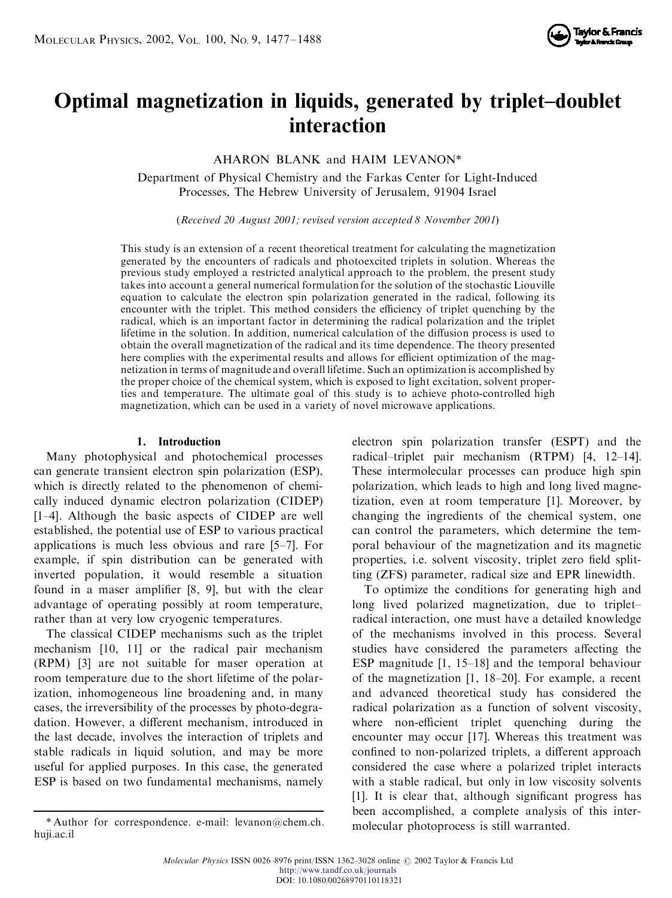# Optimal magnetization in liquids, generated by triplet–doublet interaction

AHARON BLANK and HAIM LEVANON*

Department of Physical Chemistry and the Farkas Center for Light-Induced Processes, The Hebrew University of Jerusalem, 91904 Israel

(*Received 20 August 2001; revised version accepted 8 November 2001*)

This study is an extension of a recent theoretical treatment for calculating the magnetization generated by the encounters of radicals and photoexcited triplets in solution. Whereas the previous study employed a restricted analytical approach to the problem, the present study takes into account a general numerical formulation for the solution of the stochastic Liouville equation to calculate the electron spin polarization generated in the radical, following its encounter with the triplet. This method considers the efficiency of triplet quenching by the radical, which is an important factor in determining the radical polarization and the triplet lifetime in the solution. In addition, numerical calculation of the diffusion process is used to obtain the overall magnetization of the radical and its time dependence. The theory presented here complies with the experimental results and allows for efficient optimization of the magnetization in terms of magnitude and overall lifetime. Such an optimization is accomplished by the proper choice of the chemical system, which is exposed to light excitation, solvent properties and temperature. The ultimate goal of this study is to achieve photo-controlled high magnetization, which can be used in a variety of novel microwave applications.

## 1. Introduction

Many photophysical and photochemical processes can generate transient electron spin polarization (ESP), which is directly related to the phenomenon of chemically induced dynamic electron polarization (CIDEP) [1–4]. Although the basic aspects of CIDEP are well established, the potential use of ESP to various practical applications is much less obvious and rare [5–7]. For example, if spin distribution can be generated with inverted population, it would resemble a situation found in a maser amplifier [8, 9], but with the clear advantage of operating possibly at room temperature, rather than at very low cryogenic temperatures.

The classical CIDEP mechanisms such as the triplet mechanism [10, 11] or the radical pair mechanism (RPM) [3] are not suitable for maser operation at room temperature due to the short lifetime of the polarization, inhomogeneous line broadening and, in many cases, the irreversibility of the processes by photo-degradation. However, a different mechanism, introduced in the last decade, involves the interaction of triplets and stable radicals in liquid solution, and may be more useful for applied purposes. In this case, the generated ESP is based on two fundamental mechanisms, namely electron spin polarization transfer (ESPT) and the radical–triplet pair mechanism (RTPM) [4, 12–14]. These intermolecular processes can produce high spin polarization, which leads to high and long lived magnetization, even at room temperature [1]. Moreover, by changing the ingredients of the chemical system, one can control the parameters, which determine the temporal behaviour of the magnetization and its magnetic properties, i.e. solvent viscosity, triplet zero field splitting (ZFS) parameter, radical size and EPR linewidth.

To optimize the conditions for generating high and long lived polarized magnetization, due to triplet–radical interaction, one must have a detailed knowledge of the mechanisms involved in this process. Several studies have considered the parameters affecting the ESP magnitude [1, 15–18] and the temporal behaviour of the magnetization [1, 18–20]. For example, a recent and advanced theoretical study has considered the radical polarization as a function of solvent viscosity, where non-efficient triplet quenching during the encounter may occur [17]. Whereas this treatment was confined to non-polarized triplets, a different approach considered the case where a polarized triplet interacts with a stable radical, but only in low viscosity solvents [1]. It is clear that, although significant progress has been accomplished, a complete analysis of this intermolecular photoprocess is still warranted.

*Author for correspondence. e-mail: levanon@chem.huji.ac.il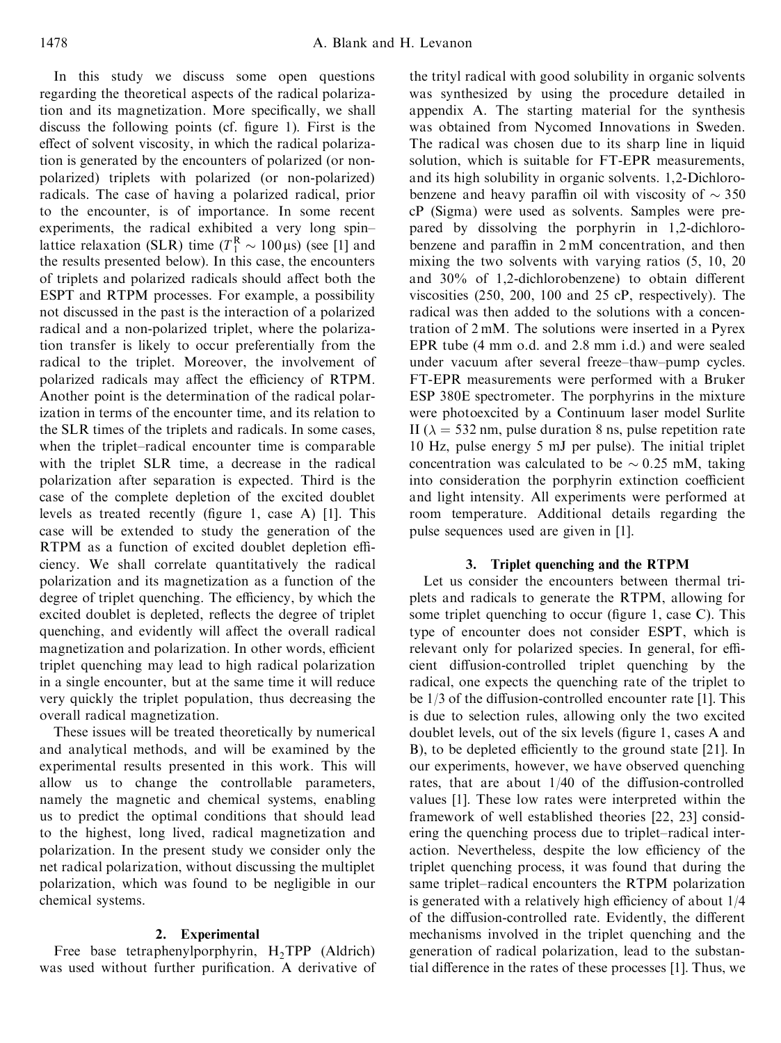In this study we discuss some open questions regarding the theoretical aspects of the radical polarization and its magnetization. More specifically, we shall discuss the following points (cf. figure 1). First is the effect of solvent viscosity, in which the radical polarization is generated by the encounters of polarized (or non-polarized) triplets with polarized (or non-polarized) radicals. The case of having a polarized radical, prior to the encounter, is of importance. In some recent experiments, the radical exhibited a very long spin–lattice relaxation (SLR) time ($T_1^R \sim 100\,\mu s$) (see [1] and the results presented below). In this case, the encounters of triplets and polarized radicals should affect both the ESPT and RTPM processes. For example, a possibility not discussed in the past is the interaction of a polarized radical and a non-polarized triplet, where the polarization transfer is likely to occur preferentially from the radical to the triplet. Moreover, the involvement of polarized radicals may affect the efficiency of RTPM. Another point is the determination of the radical polarization in terms of the encounter time, and its relation to the SLR times of the triplets and radicals. In some cases, when the triplet–radical encounter time is comparable with the triplet SLR time, a decrease in the radical polarization after separation is expected. Third is the case of the complete depletion of the excited doublet levels as treated recently (figure 1, case A) [1]. This case will be extended to study the generation of the RTPM as a function of excited doublet depletion efficiency. We shall correlate quantitatively the radical polarization and its magnetization as a function of the degree of triplet quenching. The efficiency, by which the excited doublet is depleted, reflects the degree of triplet quenching, and evidently will affect the overall radical magnetization and polarization. In other words, efficient triplet quenching may lead to high radical polarization in a single encounter, but at the same time it will reduce very quickly the triplet population, thus decreasing the overall radical magnetization.

These issues will be treated theoretically by numerical and analytical methods, and will be examined by the experimental results presented in this work. This will allow us to change the controllable parameters, namely the magnetic and chemical systems, enabling us to predict the optimal conditions that should lead to the highest, long lived, radical magnetization and polarization. In the present study we consider only the net radical polarization, without discussing the multiplet polarization, which was found to be negligible in our chemical systems.

## 2. Experimental

Free base tetraphenylporphyrin, $H_2$TPP (Aldrich) was used without further purification. A derivative of the trityl radical with good solubility in organic solvents was synthesized by using the procedure detailed in appendix A. The starting material for the synthesis was obtained from Nycomed Innovations in Sweden. The radical was chosen due to its sharp line in liquid solution, which is suitable for FT-EPR measurements, and its high solubility in organic solvents. 1,2-Dichlorobenzene and heavy paraffin oil with viscosity of $\sim 350$ cP (Sigma) were used as solvents. Samples were prepared by dissolving the porphyrin in 1,2-dichlorobenzene and paraffin in 2 mM concentration, and then mixing the two solvents with varying ratios (5, 10, 20 and 30% of 1,2-dichlorobenzene) to obtain different viscosities (250, 200, 100 and 25 cP, respectively). The radical was then added to the solutions with a concentration of 2 mM. The solutions were inserted in a Pyrex EPR tube (4 mm o.d. and 2.8 mm i.d.) and were sealed under vacuum after several freeze–thaw–pump cycles. FT-EPR measurements were performed with a Bruker ESP 380E spectrometer. The porphyrins in the mixture were photoexcited by a Continuum laser model Surlite II ($\lambda = 532$ nm, pulse duration 8 ns, pulse repetition rate 10 Hz, pulse energy 5 mJ per pulse). The initial triplet concentration was calculated to be $\sim 0.25$ mM, taking into consideration the porphyrin extinction coefficient and light intensity. All experiments were performed at room temperature. Additional details regarding the pulse sequences used are given in [1].

## 3. Triplet quenching and the RTPM

Let us consider the encounters between thermal triplets and radicals to generate the RTPM, allowing for some triplet quenching to occur (figure 1, case C). This type of encounter does not consider ESPT, which is relevant only for polarized species. In general, for efficient diffusion-controlled triplet quenching by the radical, one expects the quenching rate of the triplet to be 1/3 of the diffusion-controlled encounter rate [1]. This is due to selection rules, allowing only the two excited doublet levels, out of the six levels (figure 1, cases A and B), to be depleted efficiently to the ground state [21]. In our experiments, however, we have observed quenching rates, that are about 1/40 of the diffusion-controlled values [1]. These low rates were interpreted within the framework of well established theories [22, 23] considering the quenching process due to triplet–radical interaction. Nevertheless, despite the low efficiency of the triplet quenching process, it was found that during the same triplet–radical encounters the RTPM polarization is generated with a relatively high efficiency of about 1/4 of the diffusion-controlled rate. Evidently, the different mechanisms involved in the triplet quenching and the generation of radical polarization, lead to the substantial difference in the rates of these processes [1]. Thus, we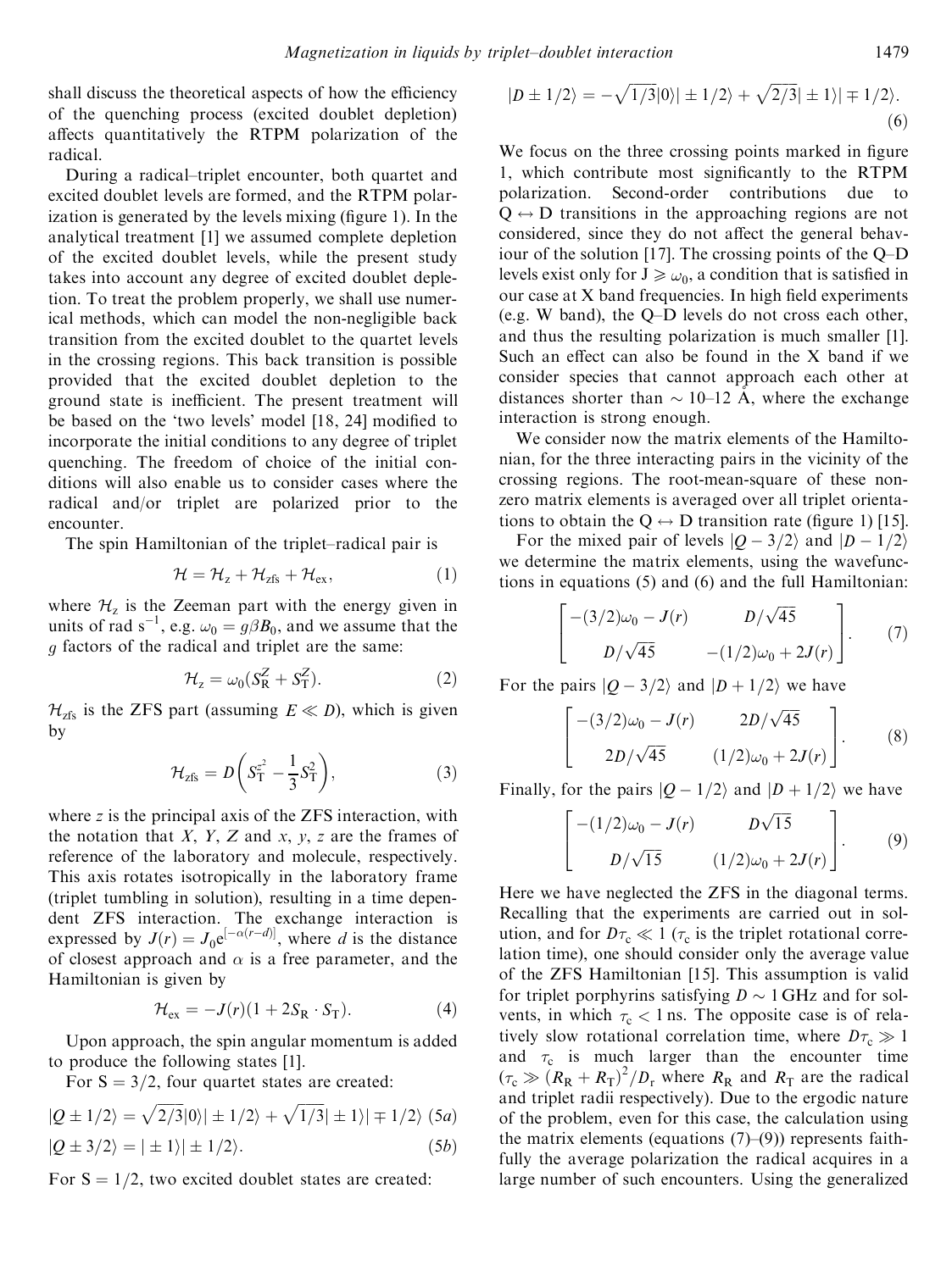shall discuss the theoretical aspects of how the efficiency of the quenching process (excited doublet depletion) affects quantitatively the RTPM polarization of the radical.

During a radical–triplet encounter, both quartet and excited doublet levels are formed, and the RTPM polarization is generated by the levels mixing (figure 1). In the analytical treatment [1] we assumed complete depletion of the excited doublet levels, while the present study takes into account any degree of excited doublet depletion. To treat the problem properly, we shall use numerical methods, which can model the non-negligible back transition from the excited doublet to the quartet levels in the crossing regions. This back transition is possible provided that the excited doublet depletion to the ground state is inefficient. The present treatment will be based on the 'two levels' model [18, 24] modified to incorporate the initial conditions to any degree of triplet quenching. The freedom of choice of the initial conditions will also enable us to consider cases where the radical and/or triplet are polarized prior to the encounter.

The spin Hamiltonian of the triplet–radical pair is

$$\mathcal{H} = \mathcal{H}_z + \mathcal{H}_{zfs} + \mathcal{H}_{ex}, \tag{1}$$

where $\mathcal{H}_z$ is the Zeeman part with the energy given in units of rad $s^{-1}$, e.g. $\omega_0 = g\beta B_0$, and we assume that the $g$ factors of the radical and triplet are the same:

$$\mathcal{H}_z = \omega_0(S_R^Z + S_T^Z). \tag{2}$$

$\mathcal{H}_{zfs}$ is the ZFS part (assuming $E \ll D$), which is given by

$$\mathcal{H}_{zfs} = D\left(S_T^{z^2} - \frac{1}{3}S_T^2\right), \tag{3}$$

where $z$ is the principal axis of the ZFS interaction, with the notation that $X$, $Y$, $Z$ and $x$, $y$, $z$ are the frames of reference of the laboratory and molecule, respectively. This axis rotates isotropically in the laboratory frame (triplet tumbling in solution), resulting in a time dependent ZFS interaction. The exchange interaction is expressed by $J(r) = J_0 e^{[-\alpha(r-d)]}$, where $d$ is the distance of closest approach and $\alpha$ is a free parameter, and the Hamiltonian is given by

$$\mathcal{H}_{ex} = -J(r)(1 + 2S_R \cdot S_T). \tag{4}$$

Upon approach, the spin angular momentum is added to produce the following states [1].

For S = 3/2, four quartet states are created:

$$|Q \pm 1/2\rangle = \sqrt{2/3}|0\rangle| \pm 1/2\rangle + \sqrt{1/3}| \pm 1\rangle| \mp 1/2\rangle \tag{5a}$$

$$|Q \pm 3/2\rangle = | \pm 1\rangle| \pm 1/2\rangle. \tag{5b}$$

For S = 1/2, two excited doublet states are created:

$$|D \pm 1/2\rangle = -\sqrt{1/3}|0\rangle| \pm 1/2\rangle + \sqrt{2/3}| \pm 1\rangle| \mp 1/2\rangle. \tag{6}$$

We focus on the three crossing points marked in figure 1, which contribute most significantly to the RTPM polarization. Second-order contributions due to $Q \leftrightarrow D$ transitions in the approaching regions are not considered, since they do not affect the general behaviour of the solution [17]. The crossing points of the Q–D levels exist only for $J \geqslant \omega_0$, a condition that is satisfied in our case at X band frequencies. In high field experiments (e.g. W band), the Q–D levels do not cross each other, and thus the resulting polarization is much smaller [1]. Such an effect can also be found in the X band if we consider species that cannot approach each other at distances shorter than ~ 10–12 Å, where the exchange interaction is strong enough.

We consider now the matrix elements of the Hamiltonian, for the three interacting pairs in the vicinity of the crossing regions. The root-mean-square of these nonzero matrix elements is averaged over all triplet orientations to obtain the $Q \leftrightarrow D$ transition rate (figure 1) [15].

For the mixed pair of levels $|Q - 3/2\rangle$ and $|D - 1/2\rangle$ we determine the matrix elements, using the wavefunctions in equations (5) and (6) and the full Hamiltonian:

$$\begin{bmatrix} -(3/2)\omega_0 - J(r) & D/\sqrt{45} \\ D/\sqrt{45} & -(1/2)\omega_0 + 2J(r) \end{bmatrix}. \tag{7}$$

For the pairs $|Q - 3/2\rangle$ and $|D + 1/2\rangle$ we have

$$\begin{bmatrix} -(3/2)\omega_0 - J(r) & 2D/\sqrt{45} \\ 2D/\sqrt{45} & (1/2)\omega_0 + 2J(r) \end{bmatrix}. \tag{8}$$

Finally, for the pairs $|Q - 1/2\rangle$ and $|D + 1/2\rangle$ we have

$$\begin{bmatrix} -(1/2)\omega_0 - J(r) & D\sqrt{15} \\ D/\sqrt{15} & (1/2)\omega_0 + 2J(r) \end{bmatrix}. \tag{9}$$

Here we have neglected the ZFS in the diagonal terms. Recalling that the experiments are carried out in solution, and for $D\tau_c \ll 1$ ($\tau_c$ is the triplet rotational correlation time), one should consider only the average value of the ZFS Hamiltonian [15]. This assumption is valid for triplet porphyrins satisfying $D \sim 1$ GHz and for solvents, in which $\tau_c < 1$ ns. The opposite case is of relatively slow rotational correlation time, where $D\tau_c \gg 1$ and $\tau_c$ is much larger than the encounter time ($\tau_c \gg (R_R + R_T)^2/D_r$ where $R_R$ and $R_T$ are the radical and triplet radii respectively). Due to the ergodic nature of the problem, even for this case, the calculation using the matrix elements (equations (7)–(9)) represents faithfully the average polarization the radical acquires in a large number of such encounters. Using the generalized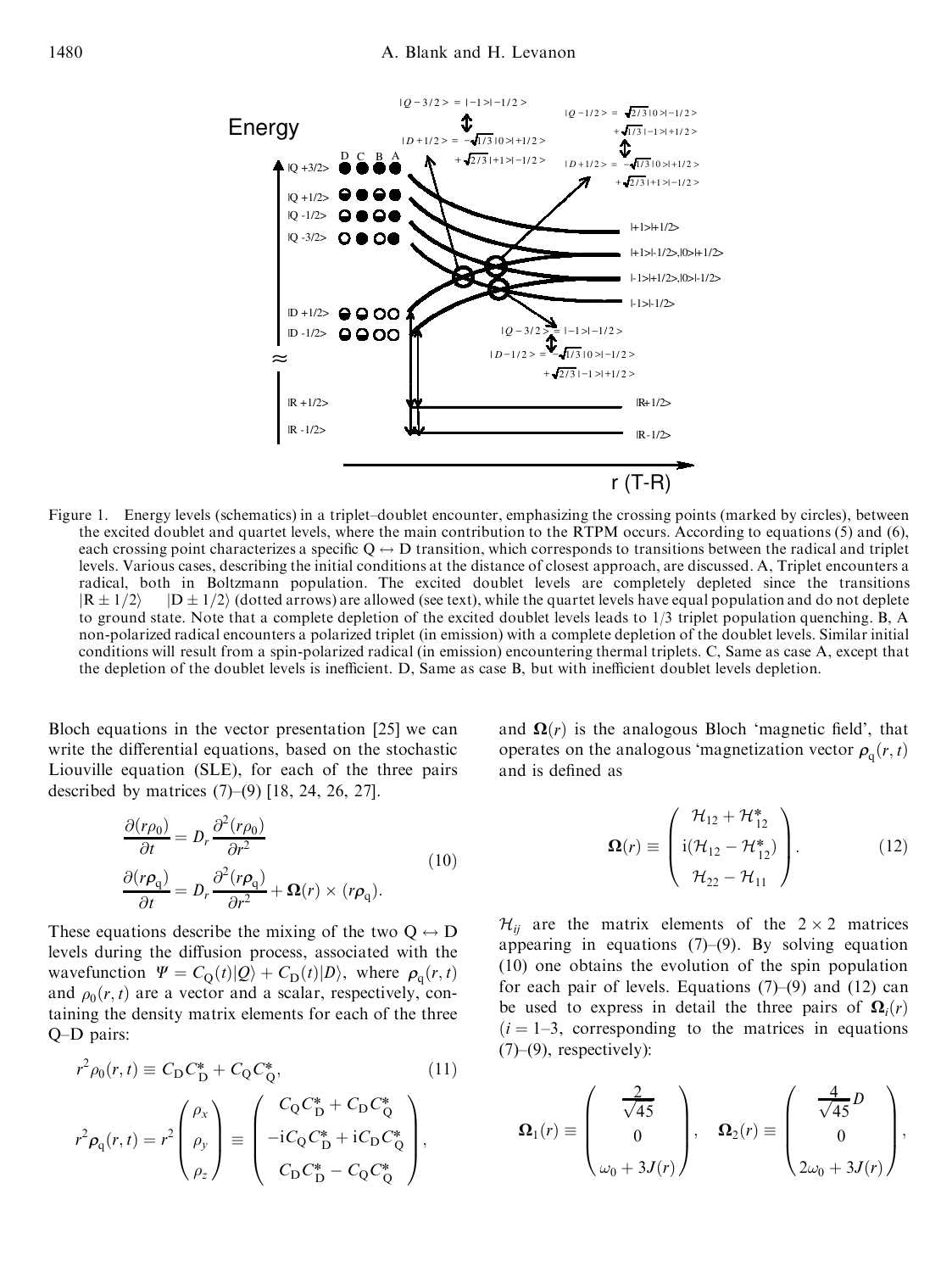Figure 1. Energy levels (schematics) in a triplet–doublet encounter, emphasizing the crossing points (marked by circles), between the excited doublet and quartet levels, where the main contribution to the RTPM occurs. According to equations (5) and (6), each crossing point characterizes a specific Q $\leftrightarrow$ D transition, which corresponds to transitions between the radical and triplet levels. Various cases, describing the initial conditions at the distance of closest approach, are discussed. A, Triplet encounters a radical, both in Boltzmann population. The excited doublet levels are completely depleted since the transitions $|R \pm 1/2\rangle \quad |D \pm 1/2\rangle$ (dotted arrows) are allowed (see text), while the quartet levels have equal population and do not deplete to ground state. Note that a complete depletion of the excited doublet levels leads to 1/3 triplet population quenching. B, A non-polarized radical encounters a polarized triplet (in emission) with a complete depletion of the doublet levels. Similar initial conditions will result from a spin-polarized radical (in emission) encountering thermal triplets. C, Same as case A, except that the depletion of the doublet levels is inefficient. D, Same as case B, but with inefficient doublet levels depletion.

Bloch equations in the vector presentation [25] we can write the differential equations, based on the stochastic Liouville equation (SLE), for each of the three pairs described by matrices (7)–(9) [18, 24, 26, 27].

$$
\begin{aligned}
\frac{\partial(r\rho_0)}{\partial t} &= D_r \frac{\partial^2(r\rho_0)}{\partial r^2} \\
\frac{\partial(r\boldsymbol{\rho}_\mathrm{q})}{\partial t} &= D_r \frac{\partial^2(r\boldsymbol{\rho}_\mathrm{q})}{\partial r^2} + \boldsymbol{\Omega}(r) \times (r\boldsymbol{\rho}_\mathrm{q}).
\end{aligned}
\tag{10}
$$

These equations describe the mixing of the two Q $\leftrightarrow$ D levels during the diffusion process, associated with the wavefunction $\Psi = C_\mathrm{Q}(t)|Q\rangle + C_\mathrm{D}(t)|D\rangle$, where $\boldsymbol{\rho}_\mathrm{q}(r,t)$ and $\rho_0(r,t)$ are a vector and a scalar, respectively, containing the density matrix elements for each of the three Q–D pairs:

$$
r^2\rho_0(r,t) \equiv C_\mathrm{D}C_\mathrm{D}^* + C_\mathrm{Q}C_\mathrm{Q}^*, \tag{11}
$$

$$
r^2\boldsymbol{\rho}_\mathrm{q}(r,t) = r^2\begin{pmatrix} \rho_x \\ \rho_y \\ \rho_z \end{pmatrix} \equiv \begin{pmatrix} C_\mathrm{Q}C_\mathrm{D}^* + C_\mathrm{D}C_\mathrm{Q}^* \\ -\mathrm{i}C_\mathrm{Q}C_\mathrm{D}^* + \mathrm{i}C_\mathrm{D}C_\mathrm{Q}^* \\ C_\mathrm{D}C_\mathrm{D}^* - C_\mathrm{Q}C_\mathrm{Q}^* \end{pmatrix},
$$

and $\boldsymbol{\Omega}(r)$ is the analogous Bloch 'magnetic field', that operates on the analogous 'magnetization vector $\boldsymbol{\rho}_\mathrm{q}(r,t)$ and is defined as

$$
\boldsymbol{\Omega}(r) \equiv \begin{pmatrix} \mathcal{H}_{12} + \mathcal{H}_{12}^* \\ \mathrm{i}(\mathcal{H}_{12} - \mathcal{H}_{12}^*) \\ \mathcal{H}_{22} - \mathcal{H}_{11} \end{pmatrix}. \tag{12}
$$

$\mathcal{H}_{ij}$ are the matrix elements of the $2 \times 2$ matrices appearing in equations (7)–(9). By solving equation (10) one obtains the evolution of the spin population for each pair of levels. Equations (7)–(9) and (12) can be used to express in detail the three pairs of $\boldsymbol{\Omega}_i(r)$ ($i = 1$–3, corresponding to the matrices in equations (7)–(9), respectively):

$$
\boldsymbol{\Omega}_1(r) \equiv \begin{pmatrix} \frac{2}{\sqrt{45}} \\ 0 \\ \omega_0 + 3J(r) \end{pmatrix}, \quad \boldsymbol{\Omega}_2(r) \equiv \begin{pmatrix} \frac{4}{\sqrt{45}}D \\ 0 \\ 2\omega_0 + 3J(r) \end{pmatrix},
$$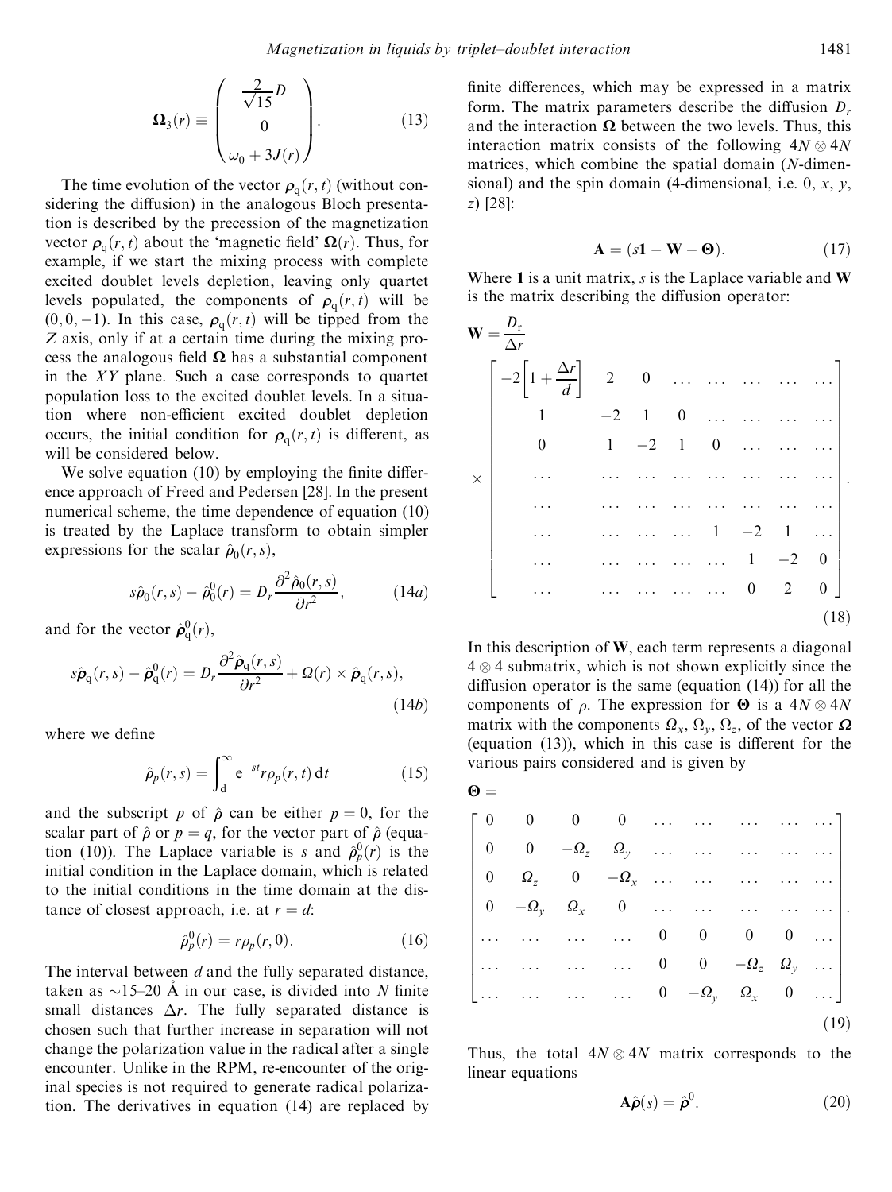$$\boldsymbol{\Omega}_3(r) \equiv \begin{pmatrix} \dfrac{2}{\sqrt{15}} D \\ 0 \\ \omega_0 + 3J(r) \end{pmatrix}. \tag{13}$$

The time evolution of the vector $\boldsymbol{\rho}_q(r,t)$ (without considering the diffusion) in the analogous Bloch presentation is described by the precession of the magnetization vector $\boldsymbol{\rho}_q(r,t)$ about the 'magnetic field' $\boldsymbol{\Omega}(r)$. Thus, for example, if we start the mixing process with complete excited doublet levels depletion, leaving only quartet levels populated, the components of $\boldsymbol{\rho}_q(r,t)$ will be $(0,0,-1)$. In this case, $\boldsymbol{\rho}_q(r,t)$ will be tipped from the $Z$ axis, only if at a certain time during the mixing process the analogous field $\boldsymbol{\Omega}$ has a substantial component in the $XY$ plane. Such a case corresponds to quartet population loss to the excited doublet levels. In a situation where non-efficient excited doublet depletion occurs, the initial condition for $\boldsymbol{\rho}_q(r,t)$ is different, as will be considered below.

We solve equation (10) by employing the finite difference approach of Freed and Pedersen [28]. In the present numerical scheme, the time dependence of equation (10) is treated by the Laplace transform to obtain simpler expressions for the scalar $\hat{\rho}_0(r,s)$,

$$s\hat{\rho}_0(r,s) - \hat{\rho}_0^0(r) = D_r \frac{\partial^2 \hat{\rho}_0(r,s)}{\partial r^2}, \tag{14a}$$

and for the vector $\hat{\boldsymbol{\rho}}_q^0(r)$,

$$s\hat{\boldsymbol{\rho}}_q(r,s) - \hat{\boldsymbol{\rho}}_q^0(r) = D_r \frac{\partial^2 \hat{\boldsymbol{\rho}}_q(r,s)}{\partial r^2} + \Omega(r) \times \hat{\boldsymbol{\rho}}_q(r,s), \tag{14b}$$

where we define

$$\hat{\rho}_p(r,s) = \int_{\mathrm{d}}^{\infty} \mathrm{e}^{-st} r \rho_p(r,t)\, \mathrm{d}t \tag{15}$$

and the subscript $p$ of $\hat{\rho}$ can be either $p=0$, for the scalar part of $\hat{\rho}$ or $p=q$, for the vector part of $\hat{\rho}$ (equation (10)). The Laplace variable is $s$ and $\hat{\rho}_p^0(r)$ is the initial condition in the Laplace domain, which is related to the initial conditions in the time domain at the distance of closest approach, i.e. at $r=d$:

$$\hat{\rho}_p^0(r) = r\rho_p(r,0). \tag{16}$$

The interval between $d$ and the fully separated distance, taken as ~15–20 Å in our case, is divided into $N$ finite small distances $\Delta r$. The fully separated distance is chosen such that further increase in separation will not change the polarization value in the radical after a single encounter. Unlike in the RPM, re-encounter of the original species is not required to generate radical polarization. The derivatives in equation (14) are replaced by finite differences, which may be expressed in a matrix form. The matrix parameters describe the diffusion $D_r$ and the interaction $\boldsymbol{\Omega}$ between the two levels. Thus, this interaction matrix consists of the following $4N \otimes 4N$ matrices, which combine the spatial domain ($N$-dimensional) and the spin domain (4-dimensional, i.e. 0, $x$, $y$, $z$) [28]:

$$\mathbf{A} = (s\mathbf{1} - \mathbf{W} - \boldsymbol{\Theta}). \tag{17}$$

Where $\mathbf{1}$ is a unit matrix, $s$ is the Laplace variable and $\mathbf{W}$ is the matrix describing the diffusion operator:

$$\mathbf{W} = \frac{D_r}{\Delta r} \times \begin{bmatrix} -2\left[1+\dfrac{\Delta r}{d}\right] & 2 & 0 & \dots & \dots & \dots & \dots & \dots \\ 1 & -2 & 1 & 0 & \dots & \dots & \dots & \dots \\ 0 & 1 & -2 & 1 & 0 & \dots & \dots & \dots \\ \dots & \dots & \dots & \dots & \dots & \dots & \dots & \dots \\ \dots & \dots & \dots & \dots & \dots & \dots & \dots & \dots \\ \dots & \dots & \dots & \dots & 1 & -2 & 1 & \dots \\ \dots & \dots & \dots & \dots & \dots & 1 & -2 & 0 \\ \dots & \dots & \dots & \dots & \dots & 0 & 2 & 0 \end{bmatrix}. \tag{18}$$

In this description of $\mathbf{W}$, each term represents a diagonal $4 \otimes 4$ submatrix, which is not shown explicitly since the diffusion operator is the same (equation (14)) for all the components of $\rho$. The expression for $\boldsymbol{\Theta}$ is a $4N \otimes 4N$ matrix with the components $\Omega_x$, $\Omega_y$, $\Omega_z$, of the vector $\boldsymbol{\Omega}$ (equation (13)), which in this case is different for the various pairs considered and is given by

$$\boldsymbol{\Theta} = \begin{bmatrix} 0 & 0 & 0 & 0 & \dots & \dots & \dots & \dots & \dots \\ 0 & 0 & -\Omega_z & \Omega_y & \dots & \dots & \dots & \dots & \dots \\ 0 & \Omega_z & 0 & -\Omega_x & \dots & \dots & \dots & \dots & \dots \\ 0 & -\Omega_y & \Omega_x & 0 & \dots & \dots & \dots & \dots & \dots \\ \dots & \dots & \dots & \dots & 0 & 0 & 0 & 0 & \dots \\ \dots & \dots & \dots & \dots & 0 & 0 & -\Omega_z & \Omega_y & \dots \\ \dots & \dots & \dots & \dots & 0 & -\Omega_y & \Omega_x & 0 & \dots \end{bmatrix}. \tag{19}$$

Thus, the total $4N \otimes 4N$ matrix corresponds to the linear equations

$$\mathbf{A}\hat{\boldsymbol{\rho}}(s) = \hat{\boldsymbol{\rho}}^0. \tag{20}$$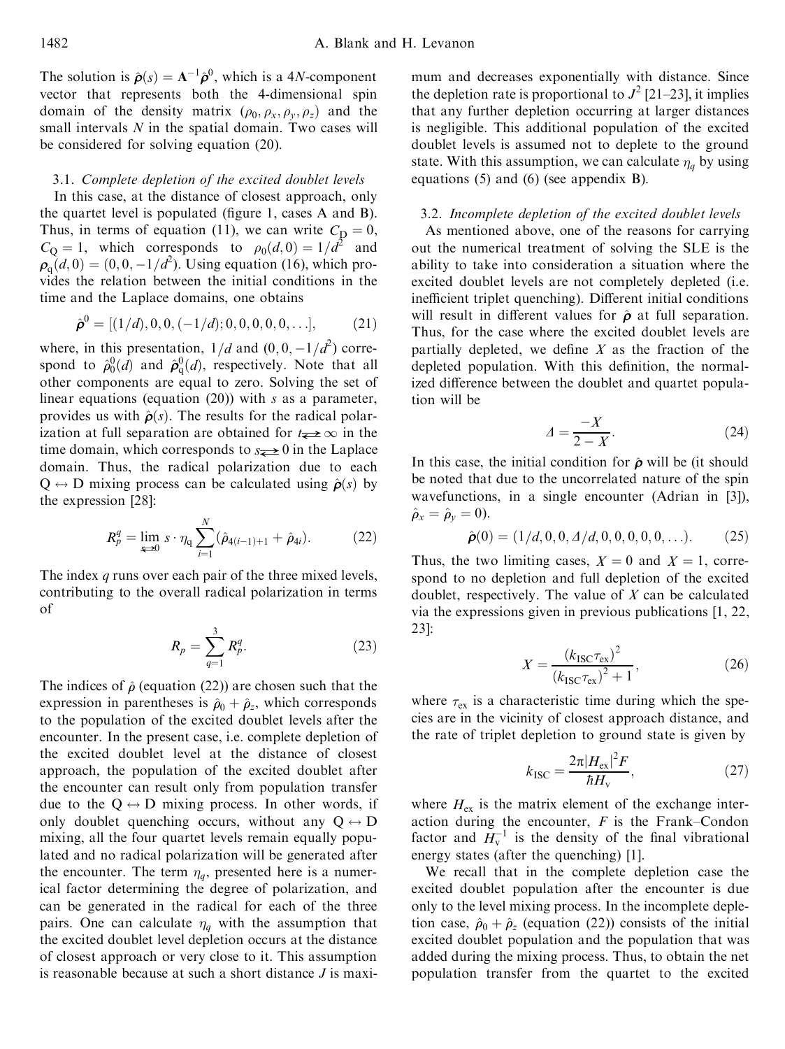The solution is $\hat{\boldsymbol{\rho}}(s) = \mathbf{A}^{-1}\hat{\boldsymbol{\rho}}^0$, which is a $4N$-component vector that represents both the 4-dimensional spin domain of the density matrix $(\rho_0, \rho_x, \rho_y, \rho_z)$ and the small intervals $N$ in the spatial domain. Two cases will be considered for solving equation (20).

### 3.1. Complete depletion of the excited doublet levels

In this case, at the distance of closest approach, only the quartet level is populated (figure 1, cases A and B). Thus, in terms of equation (11), we can write $C_D = 0$, $C_Q = 1$, which corresponds to $\rho_0(d, 0) = 1/d^2$ and $\boldsymbol{\rho}_q(d, 0) = (0, 0, -1/d^2)$. Using equation (16), which provides the relation between the initial conditions in the time and the Laplace domains, one obtains

$$\hat{\boldsymbol{\rho}}^0 = [(1/d), 0, 0, (-1/d); 0, 0, 0, 0, 0, \ldots], \tag{21}$$

where, in this presentation, $1/d$ and $(0, 0, -1/d^2)$ correspond to $\hat{\rho}_0^0(d)$ and $\hat{\boldsymbol{\rho}}_q^0(d)$, respectively. Note that all other components are equal to zero. Solving the set of linear equations (equation (20)) with $s$ as a parameter, provides us with $\hat{\boldsymbol{\rho}}(s)$. The results for the radical polarization at full separation are obtained for $t \rightleftarrows \infty$ in the time domain, which corresponds to $s \rightleftarrows 0$ in the Laplace domain. Thus, the radical polarization due to each $Q \leftrightarrow D$ mixing process can be calculated using $\hat{\boldsymbol{\rho}}(s)$ by the expression [28]:

$$R_p^q = \lim_{s \rightleftarrows 0} s \cdot \eta_q \sum_{i=1}^{N} (\hat{\rho}_{4(i-1)+1} + \hat{\rho}_{4i}). \tag{22}$$

The index $q$ runs over each pair of the three mixed levels, contributing to the overall radical polarization in terms of

$$R_p = \sum_{q=1}^{3} R_p^q. \tag{23}$$

The indices of $\hat{\rho}$ (equation (22)) are chosen such that the expression in parentheses is $\hat{\rho}_0 + \hat{\rho}_z$, which corresponds to the population of the excited doublet levels after the encounter. In the present case, i.e. complete depletion of the excited doublet level at the distance of closest approach, the population of the excited doublet after the encounter can result only from population transfer due to the $Q \leftrightarrow D$ mixing process. In other words, if only doublet quenching occurs, without any $Q \leftrightarrow D$ mixing, all the four quartet levels remain equally populated and no radical polarization will be generated after the encounter. The term $\eta_q$, presented here is a numerical factor determining the degree of polarization, and can be generated in the radical for each of the three pairs. One can calculate $\eta_q$ with the assumption that the excited doublet level depletion occurs at the distance of closest approach or very close to it. This assumption is reasonable because at such a short distance $J$ is maximum and decreases exponentially with distance. Since the depletion rate is proportional to $J^2$ [21–23], it implies that any further depletion occurring at larger distances is negligible. This additional population of the excited doublet levels is assumed not to deplete to the ground state. With this assumption, we can calculate $\eta_q$ by using equations (5) and (6) (see appendix B).

### 3.2. Incomplete depletion of the excited doublet levels

As mentioned above, one of the reasons for carrying out the numerical treatment of solving the SLE is the ability to take into consideration a situation where the excited doublet levels are not completely depleted (i.e. inefficient triplet quenching). Different initial conditions will result in different values for $\hat{\boldsymbol{\rho}}$ at full separation. Thus, for the case where the excited doublet levels are partially depleted, we define $X$ as the fraction of the depleted population. With this definition, the normalized difference between the doublet and quartet population will be

$$\Delta = \frac{-X}{2 - X}. \tag{24}$$

In this case, the initial condition for $\hat{\boldsymbol{\rho}}$ will be (it should be noted that due to the uncorrelated nature of the spin wavefunctions, in a single encounter (Adrian in [3]), $\hat{\rho}_x = \hat{\rho}_y = 0$).

$$\hat{\boldsymbol{\rho}}(0) = (1/d, 0, 0, \Delta/d, 0, 0, 0, 0, 0, \ldots). \tag{25}$$

Thus, the two limiting cases, $X = 0$ and $X = 1$, correspond to no depletion and full depletion of the excited doublet, respectively. The value of $X$ can be calculated via the expressions given in previous publications [1, 22, 23]:

$$X = \frac{(k_{\text{ISC}}\tau_{\text{ex}})^2}{(k_{\text{ISC}}\tau_{\text{ex}})^2 + 1}, \tag{26}$$

where $\tau_{\text{ex}}$ is a characteristic time during which the species are in the vicinity of closest approach distance, and the rate of triplet depletion to ground state is given by

$$k_{\text{ISC}} = \frac{2\pi |H_{\text{ex}}|^2 F}{\hbar H_{\text{v}}}, \tag{27}$$

where $H_{\text{ex}}$ is the matrix element of the exchange interaction during the encounter, $F$ is the Frank–Condon factor and $H_{\text{v}}^{-1}$ is the density of the final vibrational energy states (after the quenching) [1].

We recall that in the complete depletion case the excited doublet population after the encounter is due only to the level mixing process. In the incomplete depletion case, $\hat{\rho}_0 + \hat{\rho}_z$ (equation (22)) consists of the initial excited doublet population and the population that was added during the mixing process. Thus, to obtain the net population transfer from the quartet to the excited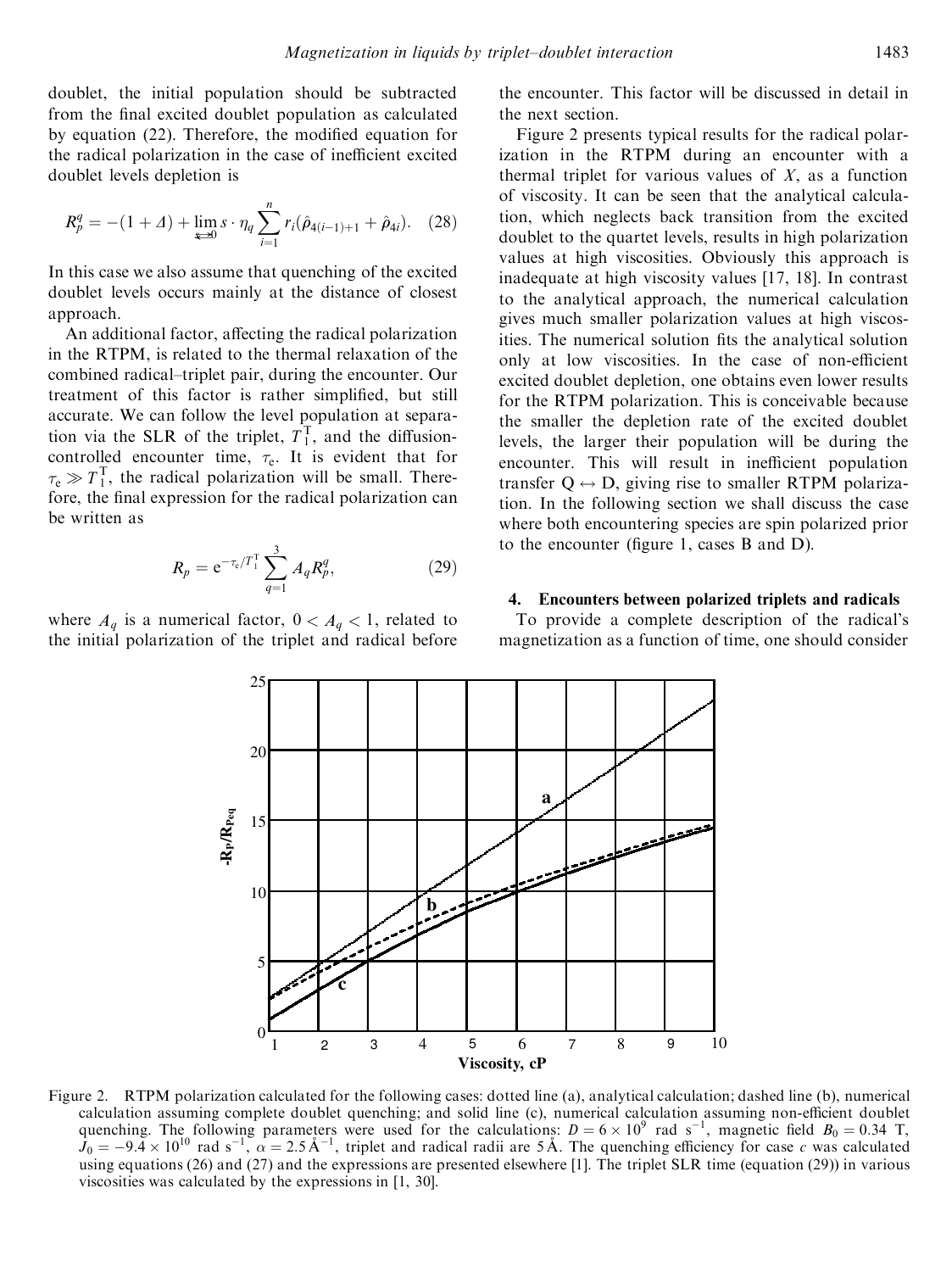doublet, the initial population should be subtracted from the final excited doublet population as calculated by equation (22). Therefore, the modified equation for the radical polarization in the case of inefficient excited doublet levels depletion is

$$R_p^q = -(1+\Delta) + \lim_{s\to 0} s \cdot \eta_q \sum_{i=1}^{n} r_i(\hat{\rho}_{4(i-1)+1} + \hat{\rho}_{4i}). \quad (28)$$

In this case we also assume that quenching of the excited doublet levels occurs mainly at the distance of closest approach.

An additional factor, affecting the radical polarization in the RTPM, is related to the thermal relaxation of the combined radical–triplet pair, during the encounter. Our treatment of this factor is rather simplified, but still accurate. We can follow the level population at separation via the SLR of the triplet, $T_1^{\mathrm{T}}$, and the diffusion-controlled encounter time, $\tau_e$. It is evident that for $\tau_e \gg T_1^{\mathrm{T}}$, the radical polarization will be small. Therefore, the final expression for the radical polarization can be written as

$$R_p = e^{-\tau_e/T_1^{\mathrm{T}}} \sum_{q=1}^{3} A_q R_p^q, \quad (29)$$

where $A_q$ is a numerical factor, $0 < A_q < 1$, related to the initial polarization of the triplet and radical before the encounter. This factor will be discussed in detail in the next section.

Figure 2 presents typical results for the radical polarization in the RTPM during an encounter with a thermal triplet for various values of $X$, as a function of viscosity. It can be seen that the analytical calculation, which neglects back transition from the excited doublet to the quartet levels, results in high polarization values at high viscosities. Obviously this approach is inadequate at high viscosity values [17, 18]. In contrast to the analytical approach, the numerical calculation gives much smaller polarization values at high viscosities. The numerical solution fits the analytical solution only at low viscosities. In the case of non-efficient excited doublet depletion, one obtains even lower results for the RTPM polarization. This is conceivable because the smaller the depletion rate of the excited doublet levels, the larger their population will be during the encounter. This will result in inefficient population transfer $\mathrm{Q} \leftrightarrow \mathrm{D}$, giving rise to smaller RTPM polarization. In the following section we shall discuss the case where both encountering species are spin polarized prior to the encounter (figure 1, cases B and D).

## 4. Encounters between polarized triplets and radicals

To provide a complete description of the radical's magnetization as a function of time, one should consider

Figure 2. RTPM polarization calculated for the following cases: dotted line (a), analytical calculation; dashed line (b), numerical calculation assuming complete doublet quenching; and solid line (c), numerical calculation assuming non-efficient doublet quenching. The following parameters were used for the calculations: $D = 6 \times 10^9$ rad s$^{-1}$, magnetic field $B_0 = 0.34$ T, $J_0 = -9.4 \times 10^{10}$ rad s$^{-1}$, $\alpha = 2.5\,\text{Å}^{-1}$, triplet and radical radii are 5 Å. The quenching efficiency for case $c$ was calculated using equations (26) and (27) and the expressions are presented elsewhere [1]. The triplet SLR time (equation (29)) in various viscosities was calculated by the expressions in [1, 30].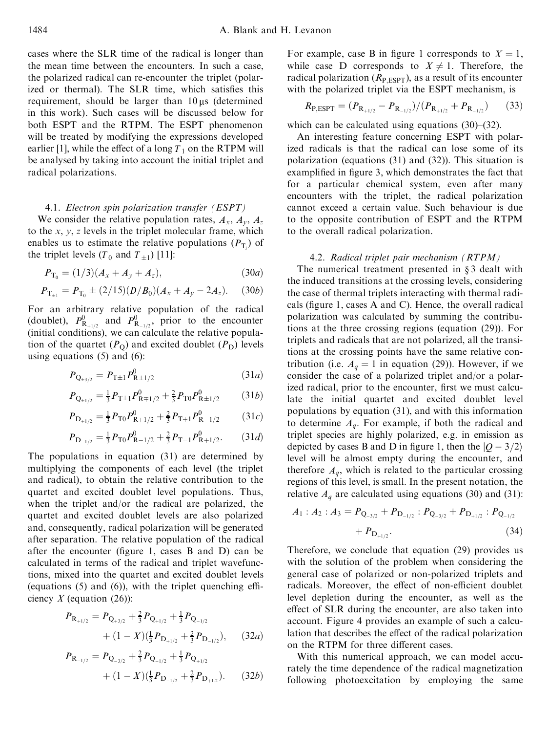cases where the SLR time of the radical is longer than the mean time between the encounters. In such a case, the polarized radical can re-encounter the triplet (polarized or thermal). The SLR time, which satisfies this requirement, should be larger than 10 μs (determined in this work). Such cases will be discussed below for both ESPT and the RTPM. The ESPT phenomenon will be treated by modifying the expressions developed earlier [1], while the effect of a long $T_1$ on the RTPM will be analysed by taking into account the initial triplet and radical polarizations.

### 4.1. *Electron spin polarization transfer (ESPT)*

We consider the relative population rates, $A_x$, $A_y$, $A_z$ to the $x$, $y$, $z$ levels in the triplet molecular frame, which enables us to estimate the relative populations ($P_{T_i}$) of the triplet levels ($T_0$ and $T_{\pm1}$) [11]:

$$P_{T_0} = (1/3)(A_x + A_y + A_z), \tag{30a}$$

$$P_{T_{\pm1}} = P_{T_0} \pm (2/15)(D/B_0)(A_x + A_y - 2A_z). \tag{30b}$$

For an arbitrary relative population of the radical (doublet), $P^0_{R_{+1/2}}$ and $P^0_{R_{-1/2}}$, prior to the encounter (initial conditions), we can calculate the relative population of the quartet ($P_Q$) and excited doublet ($P_D$) levels using equations (5) and (6):

$$P_{Q_{\pm3/2}} = P_{T\pm1}P^0_{R\pm1/2} \tag{31a}$$

$$P_{Q_{\pm1/2}} = \tfrac{1}{3}P_{T\pm1}P^0_{R\mp1/2} + \tfrac{2}{3}P_{T0}P^0_{R\pm1/2} \tag{31b}$$

$$P_{D_{+1/2}} = \tfrac{1}{3}P_{T0}P^0_{R+1/2} + \tfrac{2}{3}P_{T+1}P^0_{R-1/2} \tag{31c}$$

$$P_{D_{-1/2}} = \tfrac{1}{3}P_{T0}P^0_{R-1/2} + \tfrac{2}{3}P_{T-1}P^0_{R+1/2}. \tag{31d}$$

The populations in equation (31) are determined by multiplying the components of each level (the triplet and radical), to obtain the relative contribution to the quartet and excited doublet level populations. Thus, when the triplet and/or the radical are polarized, the quartet and excited doublet levels are also polarized and, consequently, radical polarization will be generated after separation. The relative population of the radical after the encounter (figure 1, cases B and D) can be calculated in terms of the radical and triplet wavefunctions, mixed into the quartet and excited doublet levels (equations (5) and (6)), with the triplet quenching efficiency $X$ (equation (26)):

$$P_{R_{+1/2}} = P_{Q_{+3/2}} + \tfrac{2}{3}P_{Q_{+1/2}} + \tfrac{1}{3}P_{Q_{-1/2}} + (1-X)(\tfrac{1}{3}P_{D_{+1/2}} + \tfrac{2}{3}P_{D_{-1/2}}), \tag{32a}$$

$$P_{R_{-1/2}} = P_{Q_{-3/2}} + \tfrac{2}{3}P_{Q_{-1/2}} + \tfrac{1}{3}P_{Q_{+1/2}} + (1-X)(\tfrac{1}{3}P_{D_{-1/2}} + \tfrac{2}{3}P_{D_{+1.2}}). \tag{32b}$$

For example, case B in figure 1 corresponds to $X = 1$, while case D corresponds to $X \neq 1$. Therefore, the radical polarization ($R_{P,ESPT}$), as a result of its encounter with the polarized triplet via the ESPT mechanism, is

$$R_{P,ESPT} = (P_{R_{+1/2}} - P_{R_{-1/2}})/(P_{R_{+1/2}} + P_{R_{-1/2}}) \tag{33}$$

which can be calculated using equations (30)–(32).

An interesting feature concerning ESPT with polarized radicals is that the radical can lose some of its polarization (equations (31) and (32)). This situation is examplified in figure 3, which demonstrates the fact that for a particular chemical system, even after many encounters with the triplet, the radical polarization cannot exceed a certain value. Such behaviour is due to the opposite contribution of ESPT and the RTPM to the overall radical polarization.

### 4.2. *Radical triplet pair mechanism (RTPM)*

The numerical treatment presented in § 3 dealt with the induced transitions at the crossing levels, considering the case of thermal triplets interacting with thermal radicals (figure 1, cases A and C). Hence, the overall radical polarization was calculated by summing the contributions at the three crossing regions (equation (29)). For triplets and radicals that are not polarized, all the transitions at the crossing points have the same relative contribution (i.e. $A_q = 1$ in equation (29)). However, if we consider the case of a polarized triplet and/or a polarized radical, prior to the encounter, first we must calculate the initial quartet and excited doublet level populations by equation (31), and with this information to determine $A_q$. For example, if both the radical and triplet species are highly polarized, e.g. in emission as depicted by cases B and D in figure 1, then the $|Q - 3/2\rangle$ level will be almost empty during the encounter, and therefore $A_q$, which is related to the particular crossing regions of this level, is small. In the present notation, the relative $A_q$ are calculated using equations (30) and (31):

$$A_1 : A_2 : A_3 = P_{Q_{-3/2}} + P_{D_{-1/2}} : P_{Q_{-3/2}} + P_{D_{+1/2}} : P_{Q_{-1/2}} + P_{D_{+1/2}}. \tag{34}$$

Therefore, we conclude that equation (29) provides us with the solution of the problem when considering the general case of polarized or non-polarized triplets and radicals. Moreover, the effect of non-efficient doublet level depletion during the encounter, as well as the effect of SLR during the encounter, are also taken into account. Figure 4 provides an example of such a calculation that describes the effect of the radical polarization on the RTPM for three different cases.

With this numerical approach, we can model accurately the time dependence of the radical magnetization following photoexcitation by employing the same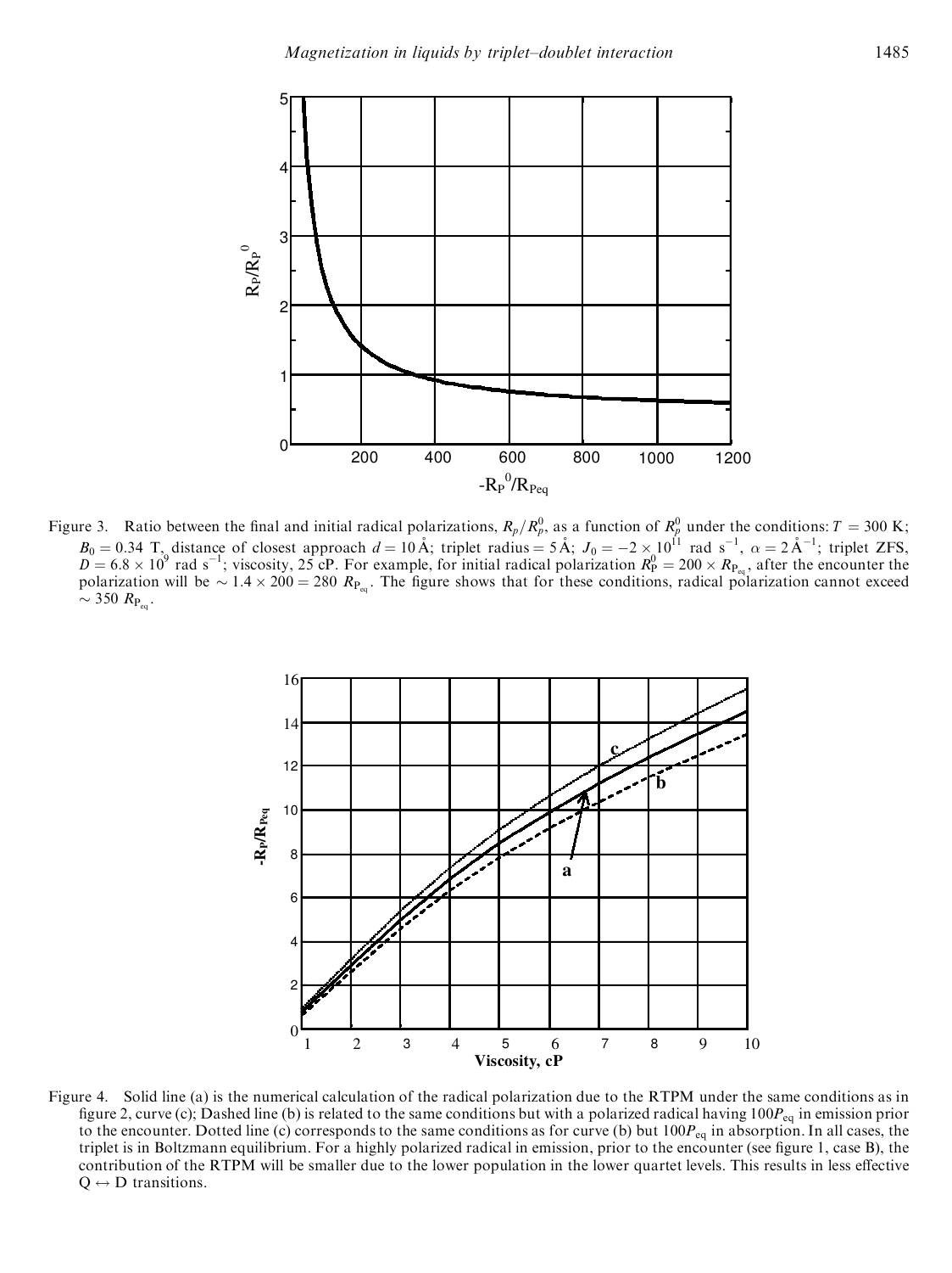Figure 3. Ratio between the final and initial radical polarizations, $R_p/R_p^0$, as a function of $R_p^0$ under the conditions: $T = 300$ K; $B_0 = 0.34$ T, distance of closest approach $d = 10$ Å; triplet radius = 5 Å; $J_0 = -2 \times 10^{11}$ rad s$^{-1}$, $\alpha = 2$ Å$^{-1}$; triplet ZFS, $D = 6.8 \times 10^9$ rad s$^{-1}$; viscosity, 25 cP. For example, for initial radical polarization $R_P^0 = 200 \times R_{P_{eq}}$, after the encounter the polarization will be $\sim 1.4 \times 200 = 280$ $R_{P_{eq}}$. The figure shows that for these conditions, radical polarization cannot exceed $\sim 350$ $R_{P_{eq}}$.

Figure 4. Solid line (a) is the numerical calculation of the radical polarization due to the RTPM under the same conditions as in figure 2, curve (c); Dashed line (b) is related to the same conditions but with a polarized radical having $100P_{eq}$ in emission prior to the encounter. Dotted line (c) corresponds to the same conditions as for curve (b) but $100P_{eq}$ in absorption. In all cases, the triplet is in Boltzmann equilibrium. For a highly polarized radical in emission, prior to the encounter (see figure 1, case B), the contribution of the RTPM will be smaller due to the lower population in the lower quartet levels. This results in less effective $Q \leftrightarrow D$ transitions.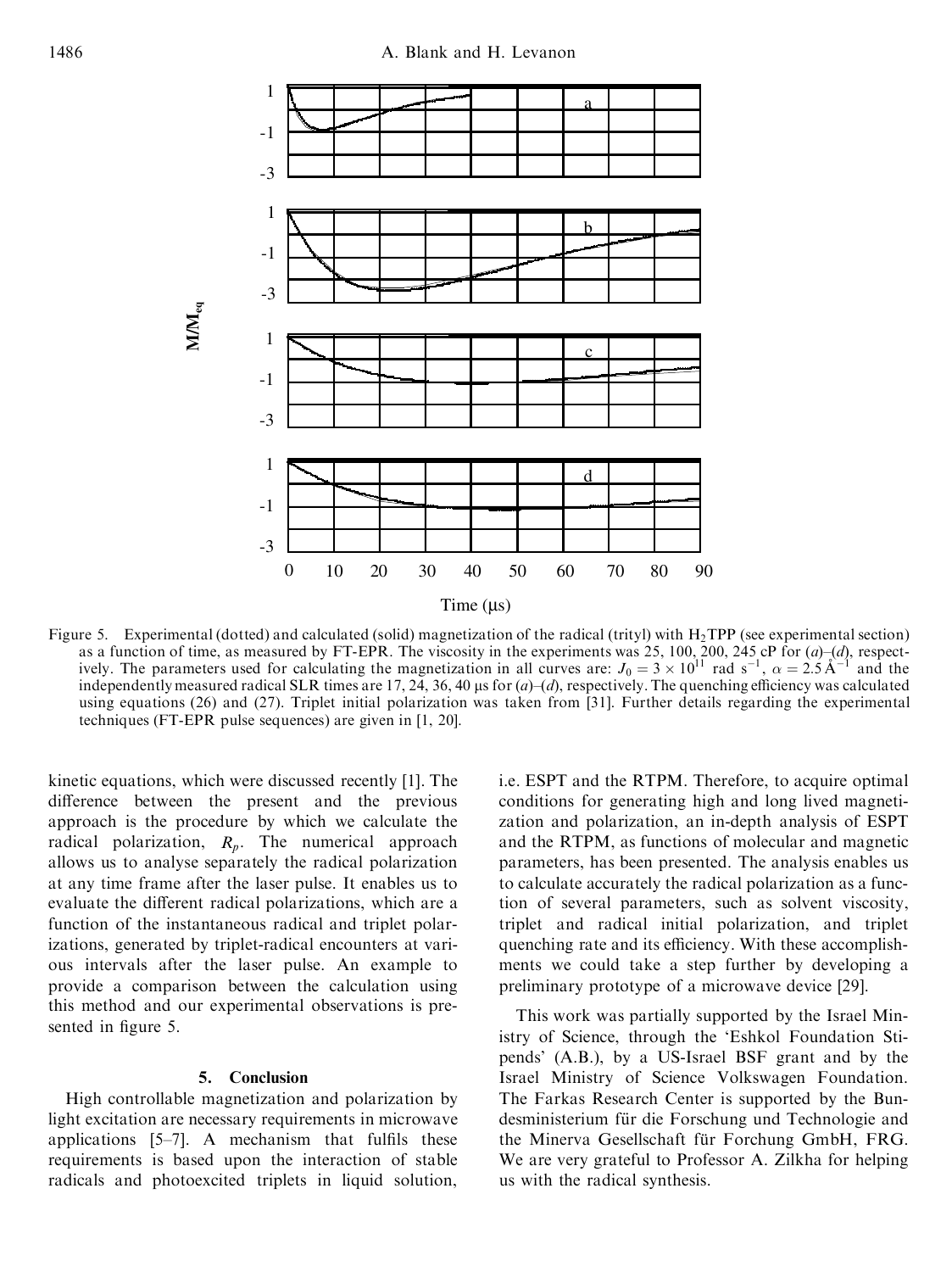Figure 5. Experimental (dotted) and calculated (solid) magnetization of the radical (trityl) with $H_2TPP$ (see experimental section) as a function of time, as measured by FT-EPR. The viscosity in the experiments was 25, 100, 200, 245 cP for (*a*)–(*d*), respectively. The parameters used for calculating the magnetization in all curves are: $J_0 = 3 \times 10^{11}$ rad s$^{-1}$, $\alpha = 2.5\,\text{Å}^{-1}$ and the independently measured radical SLR times are 17, 24, 36, 40 μs for (*a*)–(*d*), respectively. The quenching efficiency was calculated using equations (26) and (27). Triplet initial polarization was taken from [31]. Further details regarding the experimental techniques (FT-EPR pulse sequences) are given in [1, 20].

kinetic equations, which were discussed recently [1]. The difference between the present and the previous approach is the procedure by which we calculate the radical polarization, $R_p$. The numerical approach allows us to analyse separately the radical polarization at any time frame after the laser pulse. It enables us to evaluate the different radical polarizations, which are a function of the instantaneous radical and triplet polarizations, generated by triplet-radical encounters at various intervals after the laser pulse. An example to provide a comparison between the calculation using this method and our experimental observations is presented in figure 5.

## 5. Conclusion

High controllable magnetization and polarization by light excitation are necessary requirements in microwave applications [5–7]. A mechanism that fulfils these requirements is based upon the interaction of stable radicals and photoexcited triplets in liquid solution, i.e. ESPT and the RTPM. Therefore, to acquire optimal conditions for generating high and long lived magnetization and polarization, an in-depth analysis of ESPT and the RTPM, as functions of molecular and magnetic parameters, has been presented. The analysis enables us to calculate accurately the radical polarization as a function of several parameters, such as solvent viscosity, triplet and radical initial polarization, and triplet quenching rate and its efficiency. With these accomplishments we could take a step further by developing a preliminary prototype of a microwave device [29].

This work was partially supported by the Israel Ministry of Science, through the 'Eshkol Foundation Stipends' (A.B.), by a US-Israel BSF grant and by the Israel Ministry of Science Volkswagen Foundation. The Farkas Research Center is supported by the Bundesministerium für die Forschung und Technologie and the Minerva Gesellschaft für Forchung GmbH, FRG. We are very grateful to Professor A. Zilkha for helping us with the radical synthesis.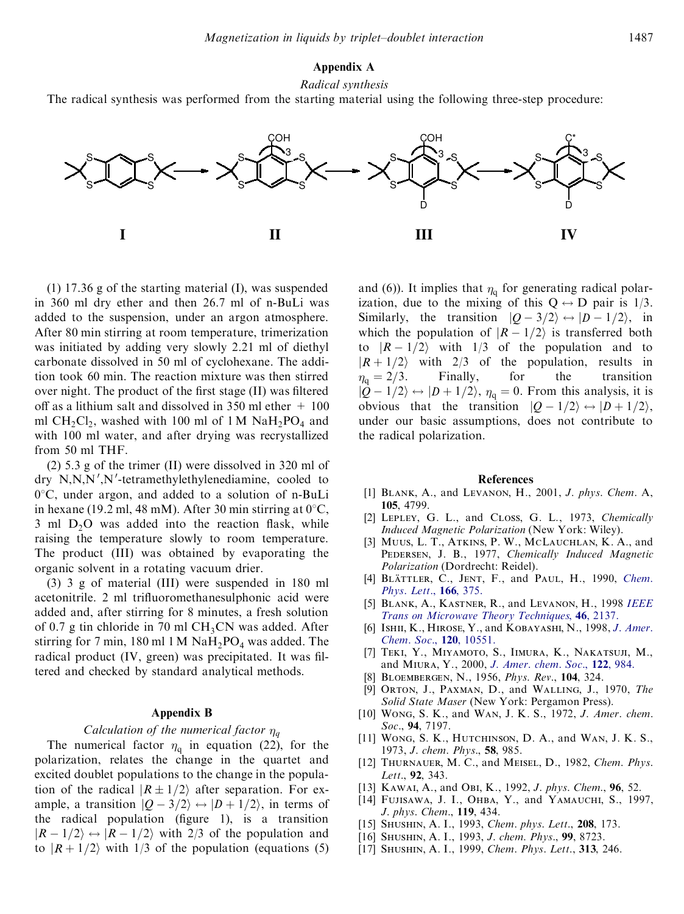## Appendix A

### *Radical synthesis*

The radical synthesis was performed from the starting material using the following three-step procedure:

**I** → **II** → **III** → **IV**

(1) 17.36 g of the starting material (I), was suspended in 360 ml dry ether and then 26.7 ml of n-BuLi was added to the suspension, under an argon atmosphere. After 80 min stirring at room temperature, trimerization was initiated by adding very slowly 2.21 ml of diethyl carbonate dissolved in 50 ml of cyclohexane. The addition took 60 min. The reaction mixture was then stirred over night. The product of the first stage (II) was filtered off as a lithium salt and dissolved in 350 ml ether + 100 ml $CH_2Cl_2$, washed with 100 ml of 1 M $NaH_2PO_4$ and with 100 ml water, and after drying was recrystallized from 50 ml THF.

(2) 5.3 g of the trimer (II) were dissolved in 320 ml of dry N,N,N′,N′-tetramethylethylenediamine, cooled to 0°C, under argon, and added to a solution of n-BuLi in hexane (19.2 ml, 48 mM). After 30 min stirring at 0°C, 3 ml $D_2O$ was added into the reaction flask, while raising the temperature slowly to room temperature. The product (III) was obtained by evaporating the organic solvent in a rotating vacuum drier.

(3) 3 g of material (III) were suspended in 180 ml acetonitrile. 2 ml trifluoromethanesulphonic acid were added and, after stirring for 8 minutes, a fresh solution of 0.7 g tin chloride in 70 ml $CH_3CN$ was added. After stirring for 7 min, 180 ml 1 M $NaH_2PO_4$ was added. The radical product (IV, green) was precipitated. It was filtered and checked by standard analytical methods.

## Appendix B

### *Calculation of the numerical factor* $\eta_q$

The numerical factor $\eta_q$ in equation (22), for the polarization, relates the change in the quartet and excited doublet populations to the change in the population of the radical $|R \pm 1/2\rangle$ after separation. For example, a transition $|Q - 3/2\rangle \leftrightarrow |D + 1/2\rangle$, in terms of the radical population (figure 1), is a transition $|R - 1/2\rangle \leftrightarrow |R - 1/2\rangle$ with 2/3 of the population and to $|R + 1/2\rangle$ with 1/3 of the population (equations (5) and (6)). It implies that $\eta_q$ for generating radical polarization, due to the mixing of this $Q \leftrightarrow D$ pair is 1/3. Similarly, the transition $|Q - 3/2\rangle \leftrightarrow |D - 1/2\rangle$, in which the population of $|R - 1/2\rangle$ is transferred both to $|R - 1/2\rangle$ with 1/3 of the population and to $|R + 1/2\rangle$ with 2/3 of the population, results in $\eta_q = 2/3$. Finally, for the transition $|Q - 1/2\rangle \leftrightarrow |D + 1/2\rangle$, $\eta_q = 0$. From this analysis, it is obvious that the transition $|Q - 1/2\rangle \leftrightarrow |D + 1/2\rangle$, under our basic assumptions, does not contribute to the radical polarization.

## References

[1] Blank, A., and Levanon, H., 2001, *J. phys. Chem.* A, **105**, 4799.

[2] Lepley, G. L., and Closs, G. L., 1973, *Chemically Induced Magnetic Polarization* (New York: Wiley).

[3] Muus, L. T., Atkins, P. W., McLauchlan, K. A., and Pedersen, J. B., 1977, *Chemically Induced Magnetic Polarization* (Dordrecht: Reidel).

[4] Blättler, C., Jent, F., and Paul, H., 1990, *Chem. Phys. Lett.*, **166**, 375.

[5] Blank, A., Kastner, R., and Levanon, H., 1998 *IEEE Trans on Microwave Theory Techniques*, **46**, 2137.

[6] Ishii, K., Hirose, Y., and Kobayashi, N., 1998, *J. Amer. Chem. Soc.*, **120**, 10551.

[7] Teki, Y., Miyamoto, S., Iimura, K., Nakatsuji, M., and Miura, Y., 2000, *J. Amer. chem. Soc.*, **122**, 984.

[8] Bloembergen, N., 1956, *Phys. Rev.*, **104**, 324.

[9] Orton, J., Paxman, D., and Walling, J., 1970, *The Solid State Maser* (New York: Pergamon Press).

[10] Wong, S. K., and Wan, J. K. S., 1972, *J. Amer. chem. Soc.*, **94**, 7197.

[11] Wong, S. K., Hutchinson, D. A., and Wan, J. K. S., 1973, *J. chem. Phys.*, **58**, 985.

[12] Thurnauer, M. C., and Meisel, D., 1982, *Chem. Phys. Lett.*, **92**, 343.

[13] Kawai, A., and Obi, K., 1992, *J. phys. Chem.*, **96**, 52.

[14] Fujisawa, J. I., Ohba, Y., and Yamauchi, S., 1997, *J. phys. Chem.*, **119**, 434.

[15] Shushin, A. I., 1993, *Chem. phys. Lett.*, **208**, 173.

[16] Shushin, A. I., 1993, *J. chem. Phys.*, **99**, 8723.

[17] Shushin, A. I., 1999, *Chem. Phys. Lett.*, **313**, 246.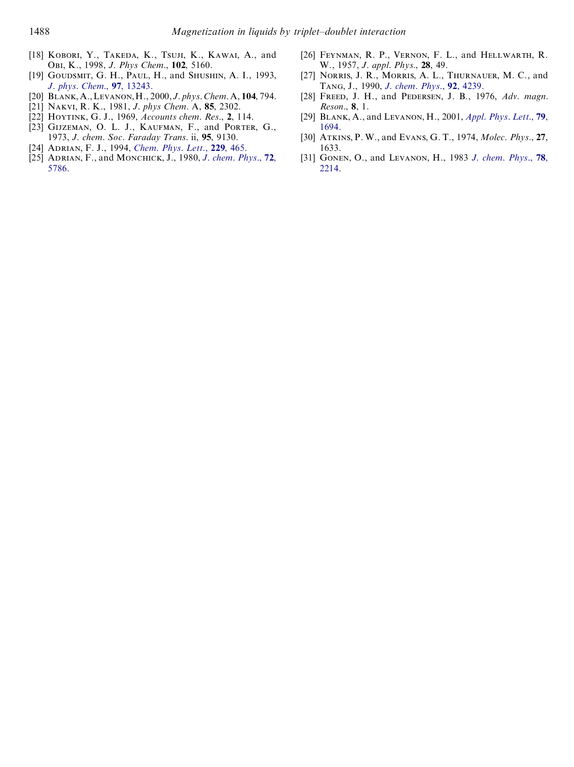[18] Kobori, Y., Takeda, K., Tsuji, K., Kawai, A., and Obi, K., 1998, *J. Phys Chem.*, **102**, 5160.
[19] Goudsmit, G. H., Paul, H., and Shushin, A. I., 1993, *J. phys. Chem.*, **97**, 13243.
[20] Blank, A., Levanon, H., 2000, *J. phys. Chem.* A, **104**, 794.
[21] Nakvi, R. K., 1981, *J. phys Chem.* A, **85**, 2302.
[22] Hoytink, G. J., 1969, *Accounts chem. Res.*, **2**, 114.
[23] Gijzeman, O. L. J., Kaufman, F., and Porter, G., 1973, *J. chem. Soc. Faraday Trans.* ii, **95**, 9130.
[24] Adrian, F. J., 1994, *Chem. Phys. Lett.*, **229**, 465.
[25] Adrian, F., and Monchick, J., 1980, *J. chem. Phys.*, **72**, 5786.
[26] Feynman, R. P., Vernon, F. L., and Hellwarth, R. W., 1957, *J. appl. Phys.*, **28**, 49.
[27] Norris, J. R., Morris, A. L., Thurnauer, M. C., and Tang, J., 1990, *J. chem. Phys.*, **92**, 4239.
[28] Freed, J. H., and Pedersen, J. B., 1976, *Adv. magn. Reson.*, **8**, 1.
[29] Blank, A., and Levanon, H., 2001, *Appl. Phys. Lett.*, **79**, 1694.
[30] Atkins, P. W., and Evans, G. T., 1974, *Molec. Phys.*, **27**, 1633.
[31] Gonen, O., and Levanon, H., 1983 *J. chem. Phys.*, **78**, 2214.